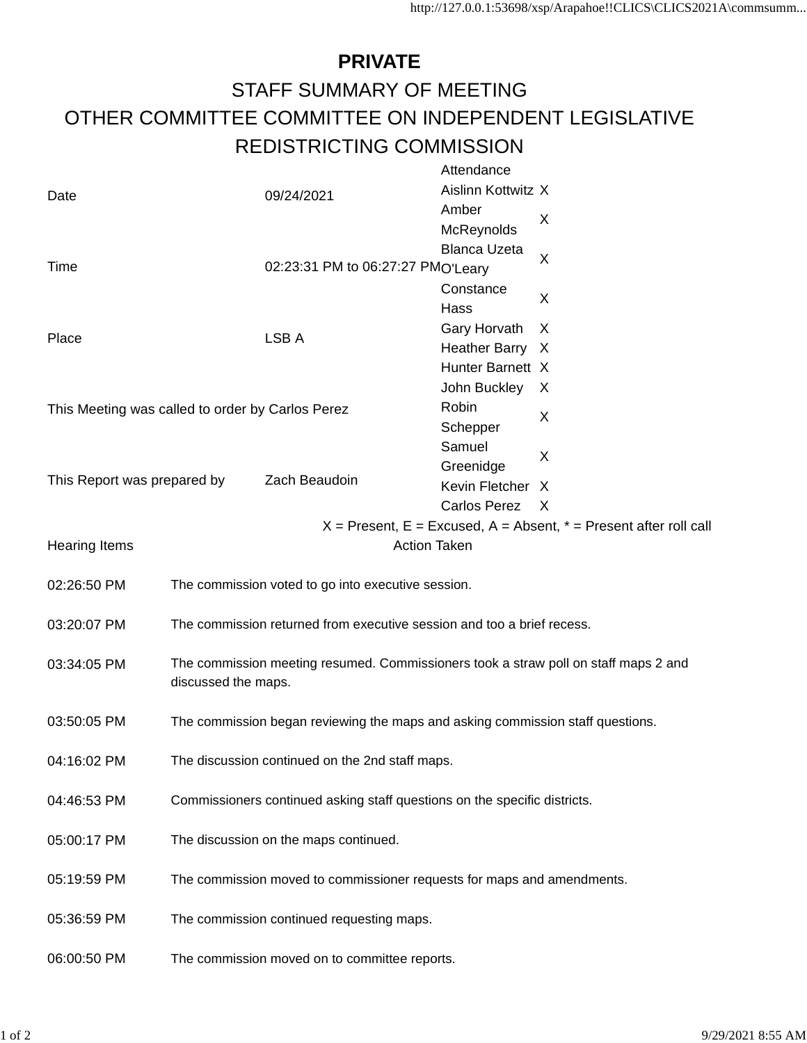**PRIVATE**

STAFF SUMMARY OF MEETING

OTHER COMMITTEE COMMITTEE ON INDEPENDENT LEGISLATIVE REDISTRICTING COMMISSION

| | | Attendance | |
|---|---|---|---|
| Date | 09/24/2021 | Aislinn Kottwitz | X |
| | | Amber McReynolds | X |
| Time | 02:23:31 PM to 06:27:27 PM | Blanca Uzeta O'Leary | X |
| | | Constance Hass | X |
| Place | LSB A | Gary Horvath | X |
| | | Heather Barry | X |
| | | Hunter Barnett | X |
| This Meeting was called to order by Carlos Perez | | John Buckley | X |
| | | Robin Schepper | X |
| | | Samuel Greenidge | X |
| This Report was prepared by | Zach Beaudoin | Kevin Fletcher | X |
| | | Carlos Perez | X |

X = Present, E = Excused, A = Absent, * = Present after roll call

| Hearing Items | Action Taken |
|---|---|
| 02:26:50 PM | The commission voted to go into executive session. |
| 03:20:07 PM | The commission returned from executive session and too a brief recess. |
| 03:34:05 PM | The commission meeting resumed. Commissioners took a straw poll on staff maps 2 and discussed the maps. |
| 03:50:05 PM | The commission began reviewing the maps and asking commission staff questions. |
| 04:16:02 PM | The discussion continued on the 2nd staff maps. |
| 04:46:53 PM | Commissioners continued asking staff questions on the specific districts. |
| 05:00:17 PM | The discussion on the maps continued. |
| 05:19:59 PM | The commission moved to commissioner requests for maps and amendments. |
| 05:36:59 PM | The commission continued requesting maps. |
| 06:00:50 PM | The commission moved on to committee reports. |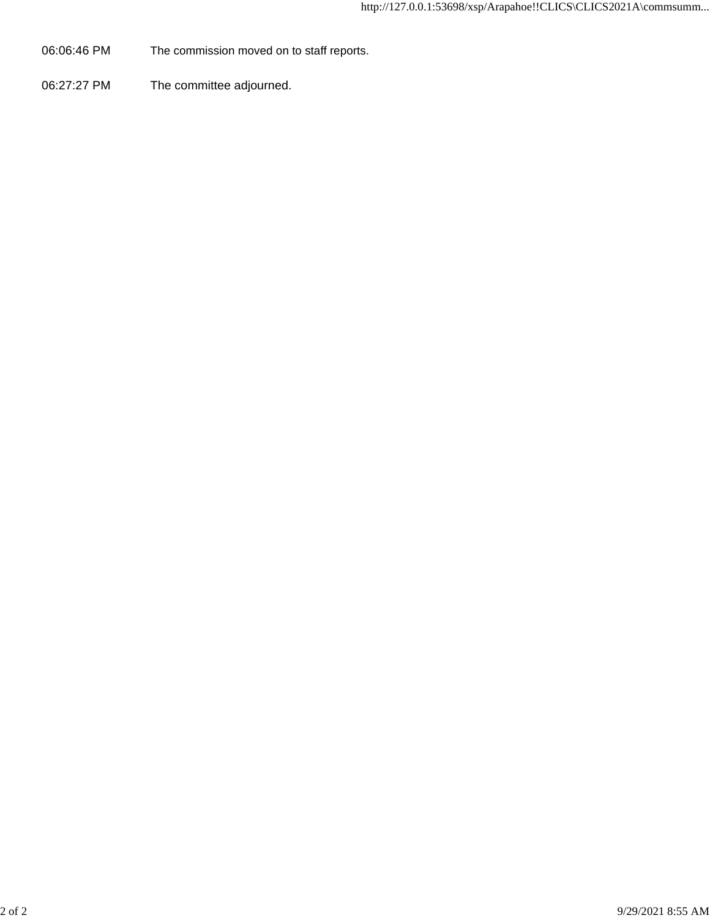| | |
|---|---|
| 06:06:46 PM | The commission moved on to staff reports. |
| 06:27:27 PM | The committee adjourned. |